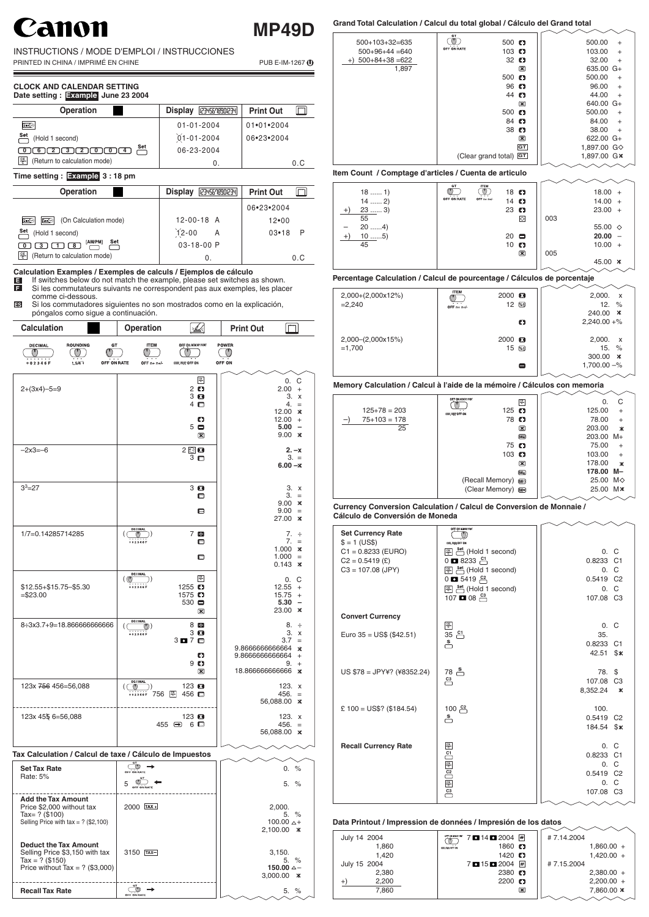# Canon MP49D

INSTRUCTIONS / MODE D'EMPLOI / INSTRUCCIONES

PRINTED IN CHINA / IMPRIMÉ EN CHINE — PUB E-IM-1267

## CLOCK AND CALENDAR SETTING

**Date setting : Example June 23 2004**

| Operation | Display | Print Out |
|---|---|---|
| DATE | 01-01-2004 | 01•01•2004 |
| Set (Hold 1 second) | 01-01-2004 | 06•23•2004 |
| 0 6 2 3 2 0 0 4 Set | 06-23-2004 | |
| CE/C (Return to calculation mode) | 0. | 0.C |

**Time setting : Example 3 : 18 pm**

| Operation | Display | Print Out |
|---|---|---|
| | | 06•23•2004 |
| DATE DATE (On Calculation mode) | 12-00-18 A | 12•00 |
| Set (Hold 1 second) | 12-00 A | 03•18 P |
| 0 3 1 8 [AM/PM] Set | 03-18-00 P | |
| CE/C (Return to calculation mode) | 0. | 0.C |

## Calculation Examples / Exemples de calculs / Ejemplos de cálculo

**E** If switches below do not match the example, please set switches as shown.
**F** Si les commutateurs suivants ne correspondent pas aux exemples, les placer comme ci-dessous.
**ES** Si los commutadores siguientes no son mostrados como en la explicación, póngalos como sigue a continuación.

Switches: DECIMAL (+0 2 3 4 6 F), ROUNDING (5/4), GT (OFF ON RATE), ITEM (OFF), OFF ON MEMORY PRINT, POWER (OFF ON)

| Calculation | Operation | Print Out |
|---|---|---|
| 2+(3x4)–5=9 | CE/C 2 + 3 x 4 = + 5 – * | 0. C / 2.00 + / 3. x / 4. = / 12.00 * / 12.00 + / 5.00 – / 9.00 * |
| –2x3=–6 | 2 +/- x 3 = | 2. –x / 3. = / 6.00 –* |
| $3^3$=27 | 3 x = = | 3. x / 3. = / 9.00 * / 9.00 = / 27.00 * |
| 1/7=0.14285714285 | (DECIMAL) 7 ÷ = = | 7. ÷ / 7. = / 1.000 * / 1.000 = / 0.143 * |
| $12.55+$15.75–$5.30 =$23.00 | (DECIMAL) CE/C 1255 + 1575 + 530 – * | 0. C / 12.55 + / 15.75 + / 5.30 – / 23.00 * |
| 8÷3x3.7+9=18.866666666666 | (DECIMAL) 8 ÷ 3 x 3 . 7 = + 9 + * | 8. ÷ / 3. x / 3.7 = / 9.8666666666664 * / 9.8666666666664 + / 9. + / 18.866666666666 * |
| 123x ~~756~~ 456=56,088 | (DECIMAL) 123 x 756 CE/C 456 = | 123. x / 456. = / 56,088.00 * |
| 123x 45~~5~~ 6=56,088 | 123 x 455 → 6 = | 123. x / 456. = / 56,088.00 * |

## Tax Calculation / Calcul de taxe / Cálculo de Impuestos

| Calculation | Operation | Print Out |
|---|---|---|
| **Set Tax Rate** Rate: 5% | GT → ; 5 GT ← | 0. % / 5. % |
| **Add the Tax Amount** Price $2,000 without tax Tax= ? ($100) Selling Price with tax = ? ($2,100) | 2000 TAX+ | 2,000. / 5. % / 100.00 △+ / 2,100.00 * |
| **Deduct the Tax Amount** Selling Price $3,150 with tax Tax = ? ($150) Price without Tax = ? ($3,000) | 3150 TAX– | 3,150. / 5. % / 150.00 △– / 3,000.00 * |
| **Recall Tax Rate** | GT → | 5. % |

## Grand Total Calculation / Calcul du total global / Cálculo del Grand total

| Calculation | Operation | Print Out |
|---|---|---|
| 500+103+32=635 / 500+96+44 =640 / +) 500+84+38 =622 / 1,897 | (GT ON) 500 + 103 + 32 + * 500 + 96 + 44 + * 500 + 84 + 38 + * GT ; (Clear grand total) GT | 500.00 + / 103.00 + / 32.00 + / 635.00 G+ / 500.00 + / 96.00 + / 44.00 + / 640.00 G+ / 500.00 + / 84.00 + / 38.00 + / 622.00 G+ / 1,897.00 G◇ / 1,897.00 G* |

## Item Count / Comptage d'articles / Cuenta de articulo

| Calculation | Operation | Print Out |
|---|---|---|
| 18 ...... 1) / 14 ...... 2) / +) 23 ...... 3) / 55 / – 20 ......4) / +) 10 ......5) / 45 | 18 + 14 + 23 + ◇ 20 – 10 + * | 18.00 + / 14.00 + / 23.00 + / 003 / 55.00 ◇ / 20.00 – / 10.00 + / 005 / 45.00 * |

## Percentage Calculation / Calcul de pourcentage / Cálculos de porcentaje

| Calculation | Operation | Print Out |
|---|---|---|
| 2,000+(2,000x12%) =2,240 | 2000 x 12 % + | 2,000. x / 12. % / 240.00 * / 2,240.00 +% |
| 2,000–(2,000x15%) =1,700 | 2000 x 15 % – | 2,000. x / 15. % / 300.00 * / 1,700.00 –% |

## Memory Calculation / Calcul à l'aide de la mémoire / Cálculos con memoria

| Calculation | Operation | Print Out |
|---|---|---|
| 125+78 = 203 / –) 75+103 = 178 / 25 | CE/C 125 + 78 + * M+ 75 + 103 + * M– ; (Recall Memory) MR ; (Clear Memory) MC | 0. C / 125.00 + / 78.00 + / 203.00 * / 203.00 M+ / 75.00 + / 103.00 + / 178.00 * / 178.00 M– / 25.00 M◇ / 25.00 M* |

## Currency Conversion Calculation / Calcul de Conversion de Monnaie / Cálculo de Conversión de Moneda

| Calculation | Operation | Print Out |
|---|---|---|
| **Set Currency Rate** $ = 1 (US$) / C1 = 0.8233 (EURO) / C2 = 0.5419 (£) / C3 = 107.08 (JPY) | CE/C Set (Hold 1 second) 0 . 8233 C1 ; CE/C Set (Hold 1 second) 0 . 5419 C2 ; CE/C Set (Hold 1 second) 107 . 08 C3 | 0. C / 0.8233 C1 / 0. C / 0.5419 C2 / 0. C / 107.08 C3 |
| **Convert Currency** Euro 35 = US$ ($42.51) | CE/C 35 C1 $ | 0. C / 35. / 0.8233 C1 / 42.51 $* |
| US $78 = JPY¥? (¥8352.24) | 78 $ C3 | 78. $ / 107.08 C3 / 8,352.24 * |
| £ 100 = US$? ($184.54) | 100 C2 $ | 100. / 0.5419 C2 / 184.54 $* |
| **Recall Currency Rate** | CE/C C1 CE/C C2 CE/C C3 | 0. C / 0.8233 C1 / 0. C / 0.5419 C2 / 0. C / 107.08 C3 |

## Data Printout / Impression de données / Impresión de los datos

| Calculation | Operation | Print Out |
|---|---|---|
| July 14 2004 / 1,860 / 1,420 / July 15 2004 / 2,380 / +) 2,200 / 7,860 | 7 . 14 . 2004 # 1860 + 1420 + 7 . 15 . 2004 # 2380 + 2200 + * | # 7.14.2004 / 1,860.00 + / 1,420.00 + / # 7.15.2004 / 2,380.00 + / 2,200.00 + / 7,860.00 * |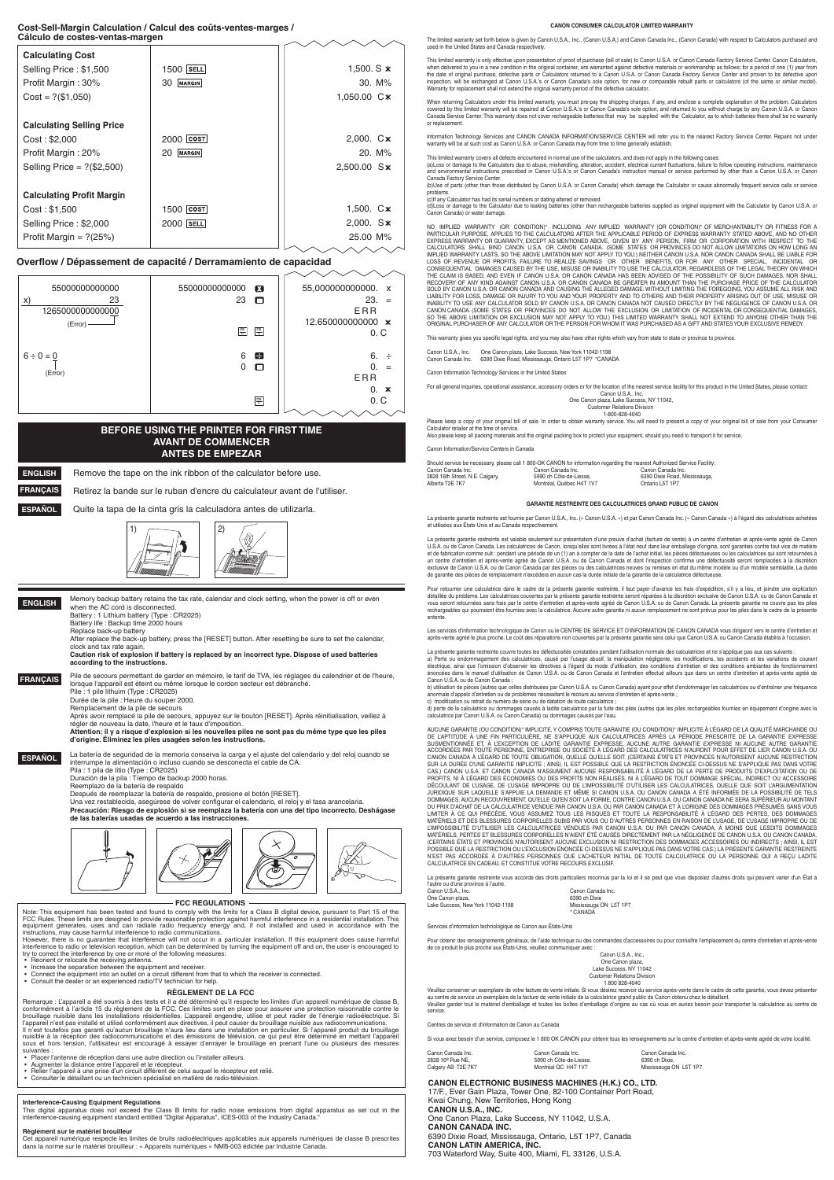## Cost-Sell-Margin Calculation / Calcul des coûts-ventes-marges / Cálculo de costes-ventas-margen

| | | |
|---|---|---|
| **Calculating Cost** | | |
| Selling Price : $1,500 | 1500 SELL | 1,500. S ✱ |
| Profit Margin : 30% | 30 MARGIN | 30. M% |
| Cost = ?($1,050) | | 1,050.00 C✱ |
| **Calculating Selling Price** | | |
| Cost : $2,000 | 2000 COST | 2,000. C✱ |
| Profit Margin : 20% | 20 MARGIN | 20. M% |
| Selling Price = ?($2,500) | | 2,500.00 S✱ |
| **Calculating Profit Margin** | | |
| Cost : $1,500 | 1500 COST | 1,500. C✱ |
| Selling Price : $2,000 | 2000 SELL | 2,000. S✱ |
| Profit Margin = ?(25%) | | 25.00 M% |

## Overflow / Dépassement de capacité / Derramamiento de capacidad

| | | |
|---|---|---|
| 55000000000000 x) 23 = 1265000000000000 (Error) | 55000000000000 × 23 = C/CE C/CE | 55,000000000000. x 23. = ERR 12.650000000000 ✱ 0. C |
| 6 ÷ 0 = 0 (Error) | 6 ÷ 0 = C/CE | 6. ÷ 0. = ERR 0. ✱ 0. C |

## BEFORE USING THE PRINTER FOR FIRST TIME
## AVANT DE COMMENCER
## ANTES DE EMPEZAR

**ENGLISH** Remove the tape on the ink ribbon of the calculator before use.

**FRANÇAIS** Retirez la bande sur le ruban d'encre du calculateur avant de l'utiliser.

**ESPAÑOL** Quite la tapa de la cinta gris la calculadora antes de utilizarla.

**ENGLISH**
Memory backup battery retains the tax rate, calendar and clock setting, when the power is off or even when the AC cord is disconnected.
Battery : 1 Lithium battery (Type : CR2025)
Battery life : Backup time 2000 hours
Replace back-up battery
After replace the back-up battery, press the [RESET] button. After resetting be sure to set the calendar, clock and tax rate again.
**Caution risk of explosion if battery is replaced by an incorrect type. Dispose of used batteries according to the instructions.**

**FRANÇAIS**
Pile de secours permettant de garder en mémoire, le tarif de TVA, les réglages du calendrier et de l'heure, lorsque l'appareil est éteint ou même lorsque le cordon secteur est débranché.
Pile : 1 pile lithium (Type : CR2025)
Durée de la pile : Heure du souper 2000.
Remplacement de la pile de secours
Après avoir remplacé la pile de secours, appuyez sur le bouton [RESET]. Après réinitialisation, veillez à régler de nouveau la date, l'heure et le taux d'imposition.
**Attention: il y a risque d'explosion si les nouvelles piles ne sont pas du même type que les piles d'origine. Éliminez les piles usagées selon les instructions.**

**ESPAÑOL**
La batería de seguridad de la memoria conserva la carga y el ajuste del calendario y del reloj cuando se interrumpe la alimentación o incluso cuando se desconecta el cable de CA.
Pila : 1 pila de litio (Tipo : CR2025)
Duración de la pila : Tiempo de backup 2000 horas.
Reemplazo de la batería de respaldo
Después de reemplazar la batería de respaldo, presione el botón [RESET].
Una vez restablecida, asegúrese de volver configurar el calendario, el reloj y el tasa arancelaria.
**Precaución: Riesgo de explosión si se reemplaza la batería con una del tipo incorrecto. Deshágase de las baterías usadas de acuerdo a las instrucciones.**

### FCC REGULATIONS

Note: This equipment has been tested and found to comply with the limits for a Class B digital device, pursuant to Part 15 of the FCC Rules. These limits are designed to provide reasonable protection against harmful interference in a residential installation. This equipment generates, uses and can radiate radio frequency energy and, if not installed and used in accordance with the instructions, may cause harmful interference to radio communications.
However, there is no guarantee that interference will not occur in a particular installation. If this equipment does cause harmful interference to radio or television reception, which can be determined by turning the equipment off and on, the user is encouraged to try to correct the interference by one or more of the following measures:

- Reorient or relocate the receiving antenna.
- Increase the separation between the equipment and receiver.
- Connect the equipment into an outlet on a circuit different from that to which the receiver is connected.
- Consult the dealer or an experienced radio/TV technician for help.

### RÉGLEMENT DE LA FCC

Remarque : L'appareil a été soumis à des tests et il a été déterminé qu'il respecte les limites d'un appareil numérique de classe B, conformément à l'article 15 du règlement de la FCC. Ces limites sont en place pour assurer une protection raisonnable contre le brouillage nuisible dans les installations résidentielles. L'appareil engendre, utilise et peut radier de l'énergie radioélectrique. Si l'appareil n'est pas installé et utilisé conformément aux directives, il peut causer du brouillage nuisible aux radiocommunications.
Il n'est toutefois pas garanti qu'aucun brouillage n'aura lieu dans une installation en particulier. Si l'appareil produit du brouillage nuisible à la réception des radiocommunications et des émissions de télévision, ce qui peut être déterminé en mettant l'appareil sous et hors tension, l'utilisateur est encouragé à essayer d'enrayer le brouillage en prenant l'une ou plusieurs des mesures suivantes :

- Placer l'antenne de réception dans une autre direction ou l'installer ailleurs.
- Augmenter la distance entre l'appareil et le récepteur.
- Relier l'appareil à une prise d'un circuit différent de celui auquel le récepteur est relié.
- Consulter le détaillant ou un technicien spécialisé en matière de radio-télévision.

**Interference-Causing Equipment Regulations**
This digital apparatus does not exceed the Class B limits for radio noise emissions from digital apparatus as set out in the interference-causing equipment standard entitled "Digital Apparatus", ICES-003 of the Industry Canada."

**Règlement sur le matériel brouilleur**
Cet appareil numérique respecte les limites de bruits radioélectriques applicables aux appareils numériques de classe B prescrites dans la norme sur le matériel brouilleur : « Appareils numériques » NMB-003 édictée par Industrie Canada.

### CANON CONSUMER CALCULATOR LIMITED WARRANTY

The limited warranty set forth below is given by Canon U.S.A., Inc., (Canon U.S.A.) and Canon Canada Inc., (Canon Canada) with respect to Calculators purchased and used in the United States and Canada respectively.

This limited warranty is only effective upon presentation of proof of purchase (bill of sale) to Canon U.S.A. or Canon Canada Factory Service Center. Canon Calculators, when delivered to you in a new condition in the original container, are warranted against defective materials or workmanship as follows: for a period of one (1) year from the date of original purchase, defective parts or Calculators returned to a Canon U.S.A. or Canon Canada Factory Service Center and proven to be defective upon inspection, will be exchanged at Canon U.S.A.'s or Canon Canada's sole option, for new or comparable rebuilt parts or calculators (of the same or similar model). Warranty for replacement shall not extend the original warranty period of the defective calculator.

When returning Calculators under this limited warranty, you must pre-pay the shipping charges, if any, and enclose a complete explanation of the problem. Calculators covered by this limited warranty will be repaired at Canon U.S.A.'s or Canon Canada's sole option, and returned to you without charge by any Canon U.S.A. or Canon Canada Service Center. This warranty does not cover rechargeable batteries that may be supplied with the Calculator, as to which batteries there shall be no warranty or replacement.

Information Technology Services and CANON CANADA INFORMATION/SERVICE CENTER will refer you to the nearest Factory Service Center. Repairs not under warranty will be at such cost as Canon U.S.A. or Canon Canada may from time to time generally establish.

This limited warranty covers all defects encountered in normal use of the calculators, and does not apply in the following cases:
(a)Loss or damage to the Calculators due to abuse, mishandling, alteration, accident, electrical current fluctuations, failure to follow operating instructions, maintenance and environmental instructions prescribed in Canon U.S.A.'s or Canon Canada's instruction manual or service performed by other than a Canon U.S.A. or Canon Canada Factory Service Center.
(b)Use of parts (other than those distributed by Canon U.S.A. or Canon Canada) which damage the Calculator or cause abnormally frequent service calls or service problems.
(c)If any Calculator has had its serial numbers or dating altered or removed.
(d)Loss or damage to the Calculator due to leaking batteries (other than rechargeable batteries supplied as original equipment with the Calculator by Canon U.S.A. or Canon Canada) or water damage.

NO IMPLIED WARRANTY (OR CONDITION)* INCLUDING ANY IMPLIED WARRANTY (OR CONDITION)* OF MERCHANTABILITY OR FITNESS FOR A PARTICULAR PURPOSE, APPLIES TO THE CALCULATORS AFTER THE APPLICABLE PERIOD OF EXPRESS WARRANTY STATED ABOVE, AND NO OTHER EXPRESS WARRANTY OR GUARANTY, EXCEPT AS MENTIONED ABOVE, GIVEN BY ANY PERSON, FIRM OR CORPORATION WITH RESPECT TO THE CALCULATORS SHALL BIND CANON U.S.A. OR CANON CANADA. (SOME STATES OR PROVINCES DO NOT ALLOW LIMITATIONS ON HOW LONG AN IMPLIED WARRANTY LASTS, SO THE ABOVE LIMITATION MAY NOT APPLY TO YOU.) NEITHER CANON U.S.A. NOR CANON CANADA SHALL BE LIABLE FOR LOSS OF REVENUE OR PROFITS, FAILURE TO REALIZE SAVINGS OR OTHER BENEFITS, OR FOR ANY OTHER SPECIAL, INCIDENTAL OR CONSEQUENTIAL DAMAGES CAUSED BY THE USE, MISUSE OR INABILITY TO USE THE CALCULATOR, REGARDLESS OF THE LEGAL THEORY ON WHICH THE CLAIM IS BASED, AND EVEN IF CANON U.S.A. OR CANON CANADA HAS BEEN ADVISED OF THE POSSIBILITY OF SUCH DAMAGES. NOR SHALL RECOVERY OF ANY KIND AGAINST CANON U.S.A. OR CANON CANADA BE GREATER IN AMOUNT THAN THE PURCHASE PRICE OF THE CALCULATOR SOLD BY CANON U.S.A. OR CANON CANADA AND CAUSING THE ALLEGED DAMAGE. WITHOUT LIMITING THE FOREGOING, YOU ASSUME ALL RISK AND LIABILITY FOR LOSS, DAMAGE OR INJURY TO YOU AND YOUR PROPERTY AND TO OTHERS AND THEIR PROPERTY ARISING OUT OF USE, MISUSE OR INABILITY TO USE ANY CALCULATOR SOLD BY CANON U.S.A. OR CANON CANADA NOT CAUSED DIRECTLY BY THE NEGLIGENCE OF CANON U.S.A. OR CANON CANADA. (SOME STATES OR PROVINCES DO NOT ALLOW THE EXCLUSION OR LIMITATION OF INCIDENTAL OR CONSEQUENTIAL DAMAGES, SO THE ABOVE LIMITATION OR EXCLUSION MAY NOT APPLY TO YOU.) THIS LIMITED WARRANTY SHALL NOT EXTEND TO ANYONE OTHER THAN THE ORIGINAL PURCHASER OF ANY CALCULATOR OR THE PERSON FOR WHOM IT WAS PURCHASED AS A GIFT AND STATES YOUR EXCLUSIVE REMEDY.

This warranty gives you specific legal rights, and you may also have other rights which vary from state to state or province to province.

Canon U.S.A., Inc. One Canon plaza, Lake Success, New York 11042-1198
Canon Canada Inc. 6390 Dixie Road, Mississauga, Ontario L5T 1P7 *CANADA

Canon Information Technology Services in the United States

For all general inquiries, operational assistance, accessory orders or for the location of the nearest service facility for this product in the United States, please contact:
Canon U.S.A., Inc.
One Canon plaza, Lake Success, NY 11042,
Customer Relations Division
1-800-828-4040
Please keep a copy of your original bill of sale. In order to obtain warranty service. You will need to present a copy of your original bill of sale from your Consumer Calculator retailer at the time of service.
Also please keep all packing materials and the original packing box to protect your equipment, should you need to transport it for service.

Canon Information/Service Centers in Canada

Should service be necessary, please call 1 800-OK CANON for information regarding the nearest Authorized Service Facility:

| | | |
|---|---|---|
| Canon Canada Inc. | Canon Canada Inc. | Canon Canada Inc. |
| 2828 16th Street, N.E. Calgary, | 5990 ch Côte-de-Liesse, | 6390 Dixie Road, Mississauga, |
| Alberta T2E 7K7 | Montréal, Québec H4T 1V7 | Ontario L5T 1P7 |

### GARANTIE RESTREINTE DES CALCULATRICES GRAND PUBLIC DE CANON

La présente garantie restreinte est fournie par Canon U.S.A., Inc. (« Canon U.S.A. ») et par Canon Canada Inc. (« Canon Canada ») à l'égard des calculatrices achetées et utilisées aux États-Unis et au Canada respectivement.

La présente garantie restreinte est valable seulement sur présentation d'une preuve d'achat (facture de vente) à un centre d'entretien et après-vente agréé de Canon U.S.A. ou de Canon Canada. Les calculatrices de Canon, lorsqu'elles sont livrées à l'état neuf dans leur emballage d'origine, sont garanties contre tout vice de matière et de fabrication comme suit : pendant une période de un (1) an à compter de la date de l'achat initial, les pièces défectueuses ou les calculatrices qui sont retournées à un centre d'entretien et après-vente agréé de Canon U.S.A. ou de Canon Canada et dont l'inspection confirme une défectuosité seront remplacées à la discrétion exclusive de Canon U.S.A. ou de Canon Canada par des pièces ou des calculatrices neuves ou remises en état du même modèle ou d'un modèle semblable. La durée de garantie des pièces de remplacement n'excédera en aucun cas la durée initiale de la garantie de la calculatrice défectueuse.

Pour retourner une calculatrice dans le cadre de la présente garantie restreinte, il faut payer d'avance les frais d'expédition, s'il y a lieu, et joindre une explication détaillée du problème. Les calculatrices couvertes par la présente garantie restreinte seront réparées à la discrétion exclusive de Canon U.S.A. ou de Canon Canada et vous seront retournées sans frais par le centre d'entretien et après-vente agréé de Canon U.S.A. ou de Canon Canada. La présente garantie ne couvre pas les piles rechargeables qui pourraient être fournies avec la calculatrice. Aucune autre garantie ni aucun remplacement ne sont prévus pour les piles dans le cadre de la présente entente.

Les services d'information technologique de Canon ou le CENTRE DE SERVICE ET D'INFORMATION DE CANON CANADA vous dirigent vers le centre d'entretien et après-vente agréé le plus proche. Le coût des réparations non couvertes par la présente garantie sera celui que Canon U.S.A. ou Canon Canada établira à l'occasion.

La présente garantie restreinte couvre toutes les défectuosités constatées pendant l'utilisation normale des calculatrices et ne s'applique pas aux cas suivants :
a) Perte ou endommagement des calculatrices, causé par l'usage abusif, la manipulation négligente, les modifications, les accidents et les variations de courant électrique, ainsi que l'omission d'observer les directives à l'égard du mode d'utilisation, des conditions d'entretien et des conditions ambiantes de fonctionnement énoncées dans le manuel d'utilisation de Canon U.S.A. ou de Canon Canada et l'entretien effectué ailleurs que dans un centre d'entretien et après-vente agréé de Canon U.S.A. ou de Canon Canada ;
b) utilisation de pièces (autres que celles distribuées par Canon U.S.A. ou Canon Canada) ayant pour effet d'endommager les calculatrices ou d'entraîner une fréquence anormale d'appels d'entretien ou de problèmes nécessitant le recours au service d'entretien et après-vente ;
c) modification ou retrait du numéro de série ou de datation de toute calculatrice ;
d) perte de la calculatrice ou dommages causés à ladite calculatrice par la fuite des piles (autres que les piles rechargeables fournies en équipement d'origine avec la calculatrice par Canon U.S.A. ou Canon Canada) ou dommages causés par l'eau.

AUCUNE GARANTIE (OU CONDITION)* IMPLICITE, Y COMPRIS TOUTE GARANTIE (OU CONDITION)* IMPLICITE À L'ÉGARD DE LA QUALITÉ MARCHANDE OU DE L'APTITUDE À UNE FIN PARTICULIÈRE, NE S'APPLIQUE AUX CALCULATRICES APRÈS LA PÉRIODE PRESCRITE DE LA GARANTIE EXPRESSE SUSMENTIONNÉE ET, À L'EXCEPTION DE LADITE GARANTIE EXPRESSE, AUCUNE AUTRE GARANTIE EXPRESSE NI AUCUNE AUTRE GARANTIE ACCORDÉES PAR TOUTE PERSONNE, ENTREPRISE OU SOCIÉTÉ À L'ÉGARD DES CALCULATRICES N'AURONT POUR EFFET DE LIER CANON U.S.A. OU CANON CANADA À L'ÉGARD DE TOUTE OBLIGATION, QUELLE QU'ELLE SOIT. (CERTAINS ÉTATS ET PROVINCES N'AUTORISENT AUCUNE RESTRICTION SUR LA DURÉE D'UNE GARANTIE IMPLICITE ; AINSI, IL EST POSSIBLE QUE LA RESTRICTION ÉNONCÉE CI-DESSUS NE S'APPLIQUE PAS DANS VOTRE CAS.) CANON U.S.A. ET CANON CANADA N'ASSUMENT AUCUNE RESPONSABILITÉ À L'ÉGARD DE LA PERTE DE PRODUITS D'EXPLOITATION OU DE PROFITS, NI À L'ÉGARD DES ÉCONOMIES OU DES PROFITS NON RÉALISÉS, NI À L'ÉGARD DE TOUT DOMMAGE SPÉCIAL, INDIRECT OU ACCESSOIRE DÉCOULANT DE L'USAGE, DE L'USAGE IMPROPRE OU DE L'IMPOSSIBILITÉ D'UTILISER LES CALCULATRICES, QUELLE QUE SOIT L'ARGUMENTATION JURIDIQUE SUR LAQUELLE S'APPUIE LA DEMANDE ET MÊME SI CANON U.S.A. OU CANON CANADA A ÉTÉ INFORMÉE DE LA POSSIBILITÉ DE TELS DOMMAGES. AUCUN RECOUVREMENT, QU'ELLE QU'EN SOIT LA FORME, CONTRE CANON U.S.A. OU CANON CANADA NE SERA SUPÉRIEUR AU MONTANT DU PRIX D'ACHAT DE LA CALCULATRICE VENDUE PAR CANON U.S.A. OU PAR CANON CANADA ET À L'ORIGINE DES DOMMAGES PRÉSUMÉS. SANS VOUS LIMITER À CE QUI PRÉCÈDE, VOUS ASSUMEZ TOUS LES RISQUES ET TOUTE LA RESPONSABILITÉ À L'ÉGARD DES PERTES, DES DOMMAGES MATÉRIELS ET DES BLESSURES CORPORELLES SUBIS PAR VOUS OU D'AUTRES PERSONNES EN RAISON DE L'USAGE, DE L'USAGE IMPROPRE OU DE L'IMPOSSIBILITÉ D'UTILISER LES CALCULATRICES VENDUES PAR CANON U.S.A. OU PAR CANON CANADA, À MOINS QUE LESDITS DOMMAGES MATÉRIELS, PERTES ET BLESSURES CORPORELLES N'AIENT ÉTÉ CAUSÉS DIRECTEMENT PAR LA NÉGLIGENCE DE CANON U.S.A. OU CANON CANADA. (CERTAINS ÉTATS ET PROVINCES N'AUTORISENT AUCUNE EXCLUSION NI RESTRICTION DES DOMMAGES ACCESSOIRES OU INDIRECTS ; AINSI, IL EST POSSIBLE QUE LA RESTRICTION OU L'EXCLUSION ÉNONCÉE CI-DESSUS NE S'APPLIQUE PAS DANS VOTRE CAS.) LA PRÉSENTE GARANTIE RESTREINTE N'EST PAS ACCORDÉE À D'AUTRES PERSONNES QUE L'ACHETEUR INITIAL DE TOUTE CALCULATRICE OU LA PERSONNE QUI A REÇU LADITE CALCULATRICE EN CADEAU, ET CONSTITUE VOTRE RECOURS EXCLUSIF.

La présente garantie restreinte vous accorde des droits particuliers reconnus par la loi et il se peut que vous disposiez d'autres droits qui peuvent varier d'un État à l'autre ou d'une province à l'autre.

| | |
|---|---|
| Canon U.S.A., Inc. | Canon Canada Inc. |
| One Canon plaza, | 6390 ch Dixie |
| Lake Success, New York 11042-1198 | Mississauga ON L5T 1P7 |
| | * CANADA |

Services d'information technologique de Canon aux États-Unis

Pour obtenir des renseignements généraux, de l'aide technique ou des commandes d'accessoires ou pour connaître l'emplacement du centre d'entretien et après-vente de ce produit le plus proche aux États-Unis, veuillez communiquer avec :
Canon U.S.A., Inc.,
One Canon plaza,
Lake Success, NY 11042
Customer Relations Division
1 800 828-4040
Veuillez conserver un exemplaire de votre facture de vente initiale. Si vous désirez recevoir du service après-vente dans le cadre de cette garantie, vous devez présenter au centre de service un exemplaire de la facture de vente initiale de la calculatrice grand public de Canon obtenu chez le détaillant.
Veuillez garder tout le matériel d'emballage et toutes les boîtes d'emballage d'origine au cas où vous en auriez besoin pour transporter la calculatrice au centre de service.

Centres de service et d'information de Canon au Canada

Si vous avez besoin d'un service, composez le 1 800 OK CANON pour obtenir tous les renseignements sur le centre d'entretien et après-vente agréé de votre localité.

| | | |
|---|---|---|
| Canon Canada Inc. | Canon Canada Inc. | Canon Canada Inc. |
| 2828 16e Rue NE, | 5990 ch Côte-de-Liesse, | 6390 ch Dixie, |
| Calgary AB T2E 7K7 | Montréal QC H4T 1V7 | Mississauga ON L5T 1P7 |

**CANON ELECTRONIC BUSINESS MACHINES (H.K.) CO., LTD.**
17/F., Ever Gain Plaza, Tower One, 82-100 Container Port Road,
Kwai Chung, New Territories, Hong Kong
**CANON U.S.A., INC.**
One Canon Plaza, Lake Success, NY 11042, U.S.A.
**CANON CANADA INC.**
6390 Dixie Road, Mississauga, Ontario, L5T 1P7, Canada
**CANON LATIN AMERICA, INC.**
703 Waterford Way, Suite 400, Miami, FL 33126, U.S.A.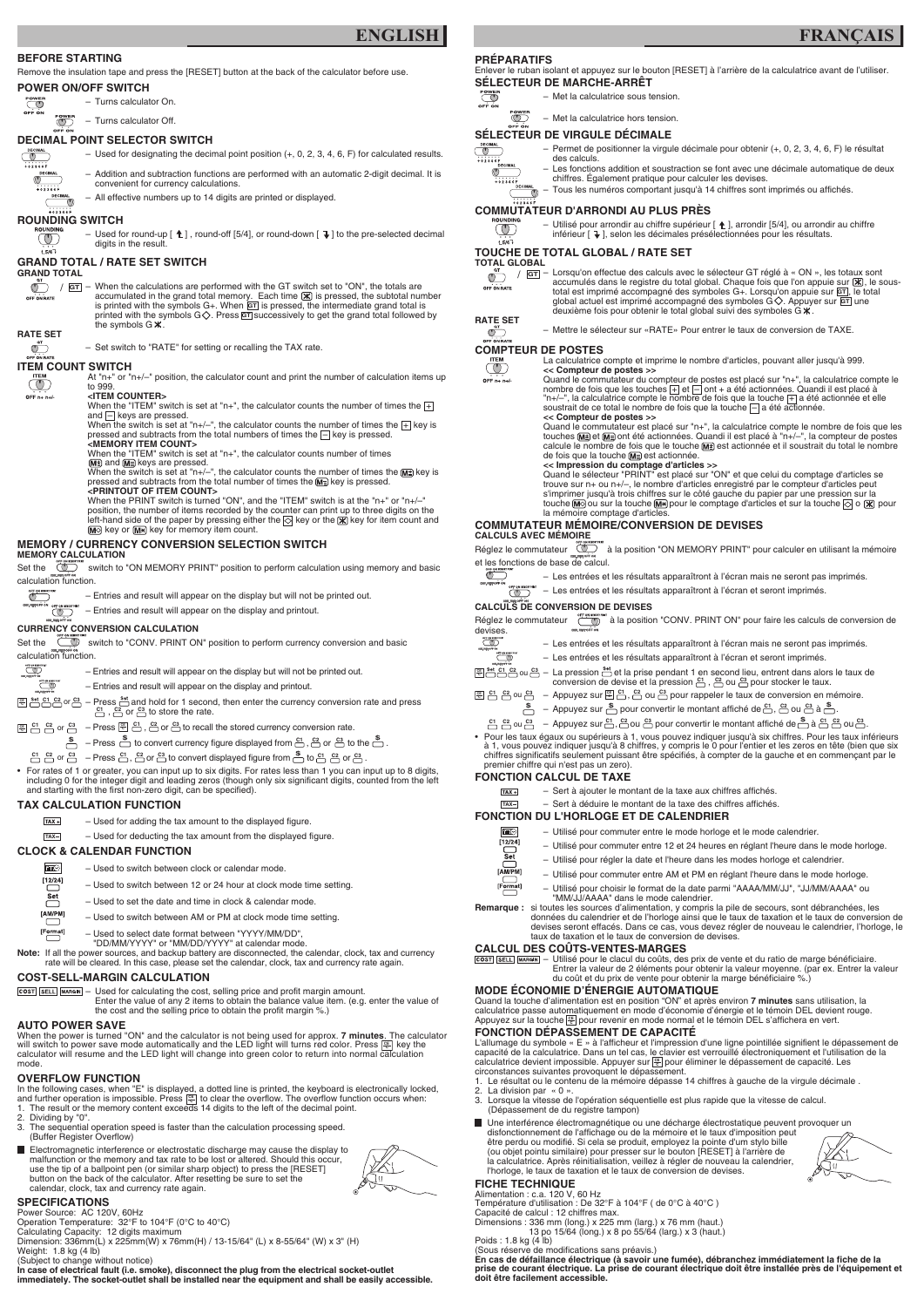# ENGLISH

## BEFORE STARTING

Remove the insulation tape and press the [RESET] button at the back of the calculator before use.

## POWER ON/OFF SWITCH

– Turns calculator On.

– Turns calculator Off.

## DECIMAL POINT SELECTOR SWITCH

– Used for designating the decimal point position (+, 0, 2, 3, 4, 6, F) for calculated results.

– Addition and subtraction functions are performed with an automatic 2-digit decimal. It is convenient for currency calculations.

– All effective numbers up to 14 digits are printed or displayed.

## ROUNDING SWITCH

– Used for round-up [ ⇡ ], round-off [5/4], or round-down [ ⇣ ] to the pre-selected decimal digits in the result.

## GRAND TOTAL / RATE SET SWITCH

**GRAND TOTAL**

/ GT – When the calculations are performed with the GT switch set to "ON", the totals are accumulated in the grand total memory. Each time ✱ is pressed, the subtotal number is printed with the symbols G+. When GT is pressed, the intermediate grand total is printed with the symbols G◇. Press GT successively to get the grand total followed by the symbols G✱.

**RATE SET**

– Set switch to "RATE" for setting or recalling the TAX rate.

## ITEM COUNT SWITCH

At "n+" or "n+/–" position, the calculator count and print the number of calculation items up to 999.

**<ITEM COUNTER>**

When the "ITEM" switch is set at "n+", the calculator counts the number of times the + and – keys are pressed.

When the switch is set at "n+/–", the calculator counts the number of times the + key is pressed and subtracts from the total numbers of times the – key is pressed.

**<MEMORY ITEM COUNT>**

When the "ITEM" switch is set at "n+", the calculator counts number of times M+ and M– keys are pressed.

When the switch is set at "n+/–", the calculator counts the number of times the M+ key is pressed and subtracts from the total number of times the M– key is pressed.

**<PRINTOUT OF ITEM COUNT>**

When the PRINT switch is turned "ON", and the "ITEM" switch is at the "n+" or "n+/–" position, the number of items recorded by the counter can print up to three digits on the left-hand side of the paper by pressing either the ◇ key or the ✱ key for item count and M◇ key or M✱ key for memory item count.

## MEMORY / CURRENCY CONVERSION SELECTION SWITCH

**MEMORY CALCULATION**

Set the switch to "ON MEMORY PRINT" position to perform calculation using memory and basic calculation function.

– Entries and result will appear on the display but will not be printed out.

– Entries and result will appear on the display and printout.

**CURRENCY CONVERSION CALCULATION**

Set the switch to "CONV. PRINT ON" position to perform currency conversion and basic calculation function.

– Entries and result will appear on the display but will not be printed out.

– Entries and result will appear on the display and printout.

– Press Set and hold for 1 second, then enter the currency conversion rate and press C1, C2 or C3 to store the rate.

– Press ÷, C1, C2 or C3 to recall the stored currency conversion rate.

– Press $ to convert currency figure displayed from C1, C2 or C3 to the $.

– Press C1, C2 or C3 to convert displayed figure from $ to C1, C2 or C3.

- For rates of 1 or greater, you can input up to six digits. For rates less than 1 you can input up to 8 digits, including 0 for the integer digit and leading zeros (though only six significant digits, counted from the left and starting with the first non-zero digit, can be specified).

## TAX CALCULATION FUNCTION

TAX+ – Used for adding the tax amount to the displayed figure.

TAX– – Used for deducting the tax amount from the displayed figure.

## CLOCK & CALENDAR FUNCTION

– Used to switch between clock or calendar mode.

[12/24] – Used to switch between 12 or 24 hour at clock mode time setting.

Set – Used to set the date and time in clock & calendar mode.

[AM/PM] – Used to switch between AM or PM at clock mode time setting.

[Format] – Used to select date format between "YYYY/MM/DD", "DD/MM/YYYY" or "MM/DD/YYYY" at calendar mode.

**Note:** If all the power sources, and backup battery are disconnected, the calendar, clock, tax and currency rate will be cleared. In this case, please set the calendar, clock, tax and currency rate again.

## COST-SELL-MARGIN CALCULATION

COST SELL MARGIN – Used for calculating the cost, selling price and profit margin amount. Enter the value of any 2 items to obtain the balance value item. (e.g. enter the value of the cost and the selling price to obtain the profit margin %.)

## AUTO POWER SAVE

When the power is turned "ON" and the calculator is not being used for approx. **7 minutes**. The calculator will switch to power save mode automatically and the LED light will turns red color. Press ÷ key the calculator will resume and the LED light will change into green color to return into normal calculation mode.

## OVERFLOW FUNCTION

In the following cases, when "E" is displayed, a dotted line is printed, the keyboard is electronically locked, and further operation is impossible. Press ÷ to clear the overflow. The overflow function occurs when:

1. The result or the memory content exceeds 14 digits to the left of the decimal point.
2. Dividing by "0".
3. The sequential operation speed is faster than the calculation processing speed. (Buffer Register Overflow)

■ Electromagnetic interference or electrostatic discharge may cause the display to malfunction or the memory and tax rate to be lost or altered. Should this occur, use the tip of a ballpoint pen (or similar sharp object) to press the [RESET] button on the back of the calculator. After resetting be sure to set the calendar, clock, tax and currency rate again.

## SPECIFICATIONS

Power Source: AC 120V, 60Hz
Operation Temperature: 32°F to 104°F (0°C to 40°C)
Calculating Capacity: 12 digits maximum
Dimension: 336mm(L) x 225mm(W) x 76mm(H) / 13-15/64" (L) x 8-55/64" (W) x 3" (H)
Weight: 1.8 kg (4 lb)
(Subject to change without notice)
**In case of electrical fault (i.e. smoke), disconnect the plug from the electrical socket-outlet immediately. The socket-outlet shall be installed near the equipment and shall be easily accessible.**

# FRANÇAIS

## PRÉPARATIFS

Enlever le ruban isolant et appuyez sur le bouton [RESET] à l'arrière de la calculatrice avant de l'utiliser.

## SÉLECTEUR DE MARCHE-ARRÊT

– Met la calculatrice sous tension.

– Met la calculatrice hors tension.

## SÉLECTEUR DE VIRGULE DÉCIMALE

– Permet de positionner la virgule décimale pour obtenir (+, 0, 2, 3, 4, 6, F) le résultat des calculs.

– Les fonctions addition et soustraction se font avec une décimale automatique de deux chiffres. Également pratique pour calculer les devises.

– Tous les numéros comportant jusqu'à 14 chiffres sont imprimés ou affichés.

## COMMUTATEUR D'ARRONDI AU PLUS PRÈS

– Utilisé pour arrondir au chiffre supérieur [ ⇡ ], arrondir [5/4], ou arrondir au chiffre inférieur [ ⇣ ], selon les décimales présélectionnées pour les résultats.

## TOUCHE DE TOTAL GLOBAL / RATE SET

**TOTAL GLOBAL**

/ GT – Lorsqu'on effectue des calculs avec le sélecteur GT réglé à « ON », les totaux sont accumulés dans le registre du total global. Chaque fois que l'on appuie sur ✱, le sous-total est imprimé accompagné des symboles G+. Lorsqu'on appuie sur GT, le total global actuel est imprimé accompagné des symboles G◇. Appuyer sur GT une deuxième fois pour obtenir le total global suivi des symboles G✱.

**RATE SET**

– Mettre le sélecteur sur «RATE» Pour entrer le taux de conversion de TAXE.

## COMPTEUR DE POSTES

La calculatrice compte et imprime le nombre d'articles, pouvant aller jusqu'à 999.

**<< Compteur de postes >>**

Quand le commutateur du compteur de postes est placé sur "n+", la calculatrice compte le nombre de fois que les touches + et – ont « a été actionnées. Quand il est placé à "n+/–", la calculatrice compte le nombre de fois que la touche + a été actionnée et elle soustrait de ce total le nombre de fois que la touche – a été actionnée.

**<< Compteur de postes >>**

Quand le commutateur est placé sur "n+", la calculatrice compte le nombre de fois que les touches M+ et M– ont été actionnées. Quand il est placé à "n+/–", le compteur de postes calcule le nombre de fois que le touche M+ est actionnée et il soustrait du total le nombre de fois que la touche M– est actionnée.

**<< Impression du comptage d'articles >>**

Quand le sélecteur "PRINT" est placé sur "ON" et que celui du comptage d'articles se trouve sur n+ ou n+/–, le nombre d'articles enregistré par le compteur d'articles peut s'imprimer jusqu'à trois chiffres sur le côté gauche du papier par une pression sur la touche M◇ ou sur la touche M✱ pour le comptage d'articles et sur la touche ◇ o ✱ pour la mémoire comptage d'articles.

## COMMUTATEUR MÉMOIRE/CONVERSION DE DEVISES

**CALCULS AVEC MÉMOIRE**

Réglez le commutateur à la position "ON MEMORY PRINT" pour calculer en utilisant la mémoire et les fonctions de base de calcul.

– Les entrées et les résultats apparaîtront à l'écran mais ne seront pas imprimés.

– Les entrées et les résultats apparaîtront à l'écran et seront imprimés.

**CALCULS DE CONVERSION DE DEVISES**

Réglez le commutateur à la position "CONV. PRINT ON" pour faire les calculs de conversion de devises.

– Les entrées et les résultats apparaîtront à l'écran mais ne seront pas imprimés.

– Les entrées et les résultats apparaîtront à l'écran et seront imprimés.

– La pression Set et la prise pendant 1 en second lieu, entrent dans alors le taux de conversion de devise et la pression C1, C2 ou C3 pour stocker le taux.

– Appuyez sur ÷ C1, C2 ou C3 pour rappeler le taux de conversion en mémoire.

– Appuyez sur $ pour convertir le montant affiché de C1, C2 ou C3 à $.

– Appuyez sur C1, C2 ou C3 pour convertir le montant affiché de $ à C1, C2 ou C3.

- Pour les taux égaux ou supérieurs à 1, vous pouvez indiquer jusqu'à six chiffres. Pour les taux inférieurs à 1, vous pouvez indiquer jusqu'à 8 chiffres, y compris le 0 pour l'entier et les zeros en tête (bien que six chiffres significatifs seulement puissant être spécifiés, à compter de la gauche et en commençant par le premier chiffre qui n'est pas un zero).

## FONCTION CALCUL DE TAXE

TAX+ – Sert à ajouter le montant de la taxe aux chiffres affichés.

TAX– – Sert à déduire le montant de la taxe des chiffres affichés.

## FONCTION DU L'HORLOGE ET DE CALENDRIER

– Utilisé pour commuter entre le mode horloge et le mode calendrier.

[12/24] – Utilisé pour commuter entre 12 et 24 heures en réglant l'heure dans le mode horloge.

Set – Utilisé pour régler la date et l'heure dans les modes horloge et calendrier.

[AM/PM] – Utilisé pour commuter entre AM et PM en réglant l'heure dans le mode horloge.

[Format] – Utilisé pour choisir le format de la date parmi "AAAA/MM/JJ", "JJ/MM/AAAA" ou "MM/JJ/AAAA" dans le mode calendrier.

**Remarque :** si toutes les sources d'alimentation, y compris la pile de secours, sont débranchées, les données du calendrier et de l'horloge ainsi que le taux de taxation et le taux de conversion de devises seront effacés. Dans ce cas, vous devez régler de nouveau le calendrier, l'horloge, le taux de taxation et le taux de conversion de devises.

## CALCUL DES COÛTS-VENTES-MARGES

COST SELL MARGIN – Utilisé pour le clacul du coûts, des prix de vente et du ratio de marge bénéficiaire. Entrer la valeur de 2 éléments pour obtenir la valeur moyenne. (par ex. Entrer la valeur du coût et du prix de vente pour obtenir la marge bénéficiaire %.)

## MODE ÉCONOMIE D'ÉNERGIE AUTOMATIQUE

Quand la touche d'alimentation est en position "ON" et après environ **7 minutes** sans utilisation, la calculatrice passe automatiquement en mode d'économie d'énergie et le témoin DEL devient rouge. Appuyez sur la touche ÷ pour revenir en mode normal et le témoin DEL s'affichera en vert.

## FONCTION DÉPASSEMENT DE CAPACITÉ

L'allumage du symbole « E » à l'afficheur et l'impression d'une ligne pointillée signifient le dépassement de capacité de la calculatrice. Dans un tel cas, le clavier est verrouillé électroniquement et l'utilisation de la calculatrice devient impossible. Appuyer sur ÷ pour éliminer le dépassement de capacité. Les circonstances suivantes provoquent le dépassement.

1. Le résultat ou le contenu de la mémoire dépasse 14 chiffres à gauche de la virgule décimale .
2. La division par « 0 ».
3. Lorsque la vitesse de l'opération séquentielle est plus rapide que la vitesse de calcul. (Dépassement de du registre tampon)

■ Une interférence électromagnétique ou une décharge électrostatique peuvent provoquer un disfonctionnement de l'affichage ou de la mémoire et le taux d'imposition peut être perdu ou modifié. Si cela se produit, employez la pointe d'um stylo bille (ou objet pointu similaire) pour presser sur le bouton [RESET] à l'arrière de la calculatrice. Après réinitialisation, veillez à régler de nouveau la calendrier, l'horloge, le taux de taxation et le taux de conversion de devises.

## FICHE TECHNIQUE

Alimentation : c.a. 120 V, 60 Hz
Température d'utilisation : De 32°F à 104°F ( de 0°C à 40°C )
Capacité de calcul : 12 chiffres max.
Dimensions : 336 mm (long.) x 225 mm (larg.) x 76 mm (haut.)
13 po 15/64 (long.) x 8 po 55/64 (larg.) x 3 (haut.)
Poids : 1.8 kg (4 lb)
(Sous réserve de modifications sans préavis.)
**En cas de défaillance électrique (à savoir une fumée), débranchez immédiatement la fiche de la prise de courant électrique. La prise de courant électrique doit être installée près de l'équipement et doit être facilement accessible.**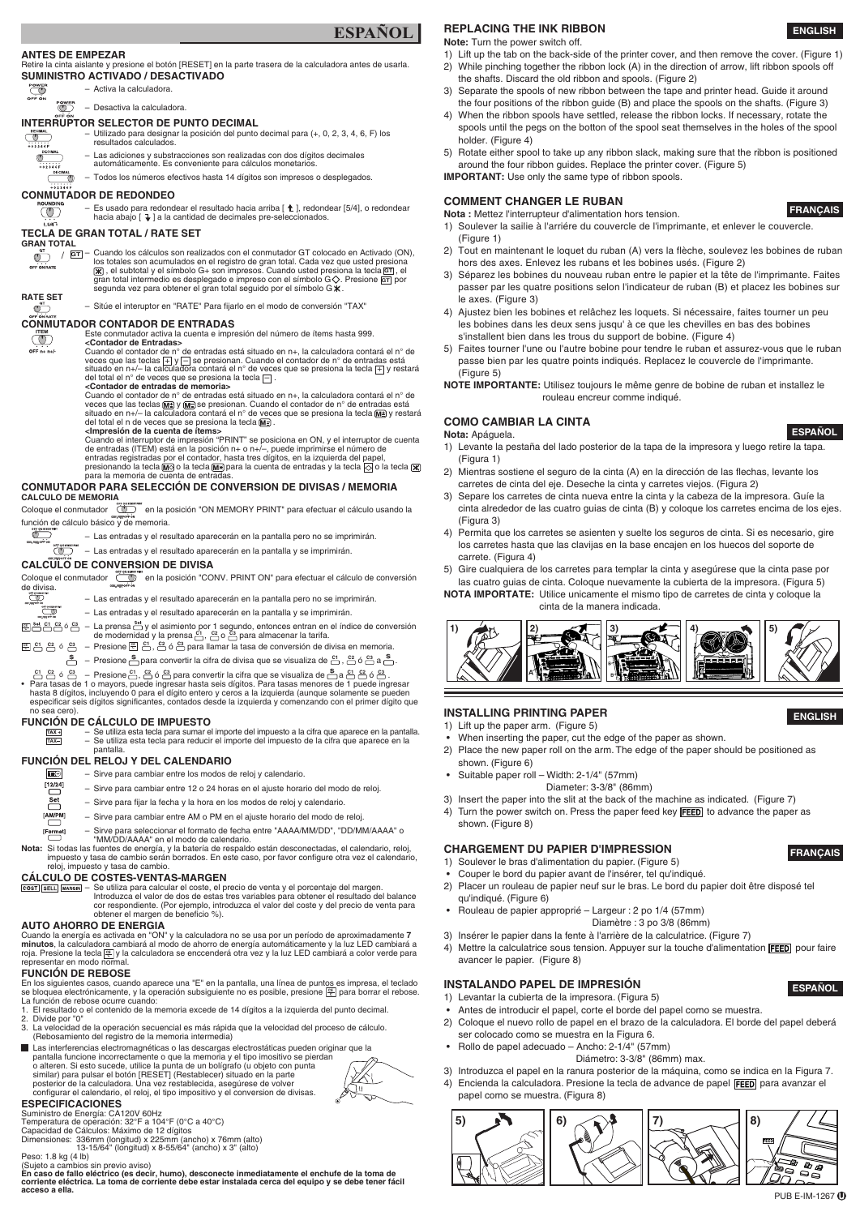# ESPAÑOL

## ANTES DE EMPEZAR

Retire la cinta aislante y presione el botón [RESET] en la parte trasera de la calculadora antes de usarla.

### SUMINISTRO ACTIVADO / DESACTIVADO

POWER OFF ON – Activa la calculadora.

POWER OFF ON – Desactiva la calculadora.

### INTERRUPTOR SELECTOR DE PUNTO DECIMAL

DECIMAL – Utilizado para designar la posición del punto decimal para (+, 0, 2, 3, 4, 6, F) los resultados calculados.

DECIMAL – Las adiciones y substracciones son realizadas con dos dígitos decimales automáticamente. Es conveniente para cálculos monetarios.

DECIMAL – Todos los números efectivos hasta 14 dígitos son impresos o desplegados.

### CONMUTADOR DE REDONDEO

ROUNDING – Es usado para redondear el resultado hacia arriba [ ], redondear [5/4], o redondear hacia abajo [ ] a la cantidad de decimales pre-seleccionados.

### TECLA DE GRAN TOTAL / RATE SET

**GRAN TOTAL**

GT / GT – Cuando los cálculos son realizados con el conmutador GT colocado en Activado (ON), los totales son acumulados en el registro de gran total. Cada vez que usted presiona ✱, el subtotal y el símbolo G+ son impresos. Cuando usted presiona la tecla GT, el gran total intermedio es desplegado e impreso con el símbolo G◇. Presione GT por segunda vez para obtener el gran total seguido por el símbolo G✱.

**RATE SET**

– Sitúe el interruptor en "RATE" Para fijarlo en el modo de conversión "TAX"

### CONMUTADOR CONTADOR DE ENTRADAS

ITEM – Este conmutador activa la cuenta e impresión del número de ítems hasta 999.

**<Contador de Entradas>**

Cuando el contador de n° de entradas está situado en n+, la calculadora contará el n° de veces que las teclas + y – se presionan. Cuando el contador de n° de entradas está situado en n+/– la calculadora contará el n° de veces que se presiona la tecla + y restará del total el n° de veces que se presiona la tecla –.

**<Contador de entradas de memoria>**

Cuando el contador de n° de entradas está situado en n+, la calculadora contará el n° de veces que las teclas M+ y M– se presionan. Cuando el contador de n° de entradas está situado en n+/– la calculadora contará el n° de veces que se presiona la tecla M+ y restará del total el n de veces que se presiona la tecla M–.

**<Impresión de la cuenta de ítems>**

Cuando el interruptor de impresión "PRINT" se posiciona en ON, y el interruptor de cuenta de entradas (ITEM) está en la posición n+ o n+/–, puede imprimirse el número de entradas registradas por el contador, hasta tres dígitos, en la izquierda del papel, presionando la tecla M◇ o la tecla M✱ para la cuenta de entradas y la tecla ◇ o la tecla ✱ para la memoria de cuenta de entradas.

### CONMUTADOR PARA SELECCIÓN DE CONVERSION DE DIVISAS / MEMORIA

**CALCULO DE MEMORIA**

Coloque el conmutador en la posición "ON MEMORY PRINT" para efectuar el cálculo usando la función de cálculo básico y de memoria.

– Las entradas y el resultado aparecerán en la pantalla pero no se imprimirán.

– Las entradas y el resultado aparecerán en la pantalla y se imprimirán.

### CALCULO DE CONVERSION DE DIVISA

Coloque el conmutador en la posición "CONV. PRINT ON" para efectuar el cálculo de conversión de divisa.

– Las entradas y el resultado aparecerán en la pantalla pero no se imprimirán.

– Las entradas y el resultado aparecerán en la pantalla y se imprimirán.

Set C1 C2 ó C3 – La prensa Set y el asimiento por 1 segundo, entonces entran en el índice de conversión de moneda y la prensa C1, C2 o C3 para almacenar la tarifa.

C1 C2 ó C3 – Presione C1, C2 ó C3 para llamar la tasa de conversión de divisa en memoria.

$ – Presione $ para convertir la cifra de divisa que se visualiza de C1, C2 ó C3 a $.

C1 C2 ó C3 – Presione C1, C2 ó C3 para convertir la cifra que se visualiza de $ a C1, C2 ó C3.

- Para tasas de 1 o mayores, puede ingresar hasta seis dígitos. Para tasas menores de 1 puede ingresar hasta 8 dígitos, incluyendo 0 para el dígito entero y ceros a la izquierda (aunque solamente se pueden especificar seis dígitos significantes, contados desde la izquierda y comenzando con el primer dígito que no sea cero).

### FUNCIÓN DE CÁLCULO DE IMPUESTO

TAX+ – Se utiliza esta tecla para sumar el importe del impuesto a la cifra que aparece en la pantalla.

TAX– – Se utiliza esta tecla para reducir el importe del impuesto de la cifra que aparece en la pantalla.

### FUNCIÓN DEL RELOJ Y DEL CALENDARIO

– Sirve para cambiar entre los modos de reloj y calendario.

[12/24] – Sirve para cambiar entre 12 o 24 horas en el ajuste horario del modo de reloj.

Set – Sirve para fijar la fecha y la hora en los modos de reloj y calendario.

[AM/PM] – Sirve para cambiar entre AM o PM en el ajuste horario del modo de reloj.

[Format] – Sirve para seleccionar el formato de fecha entre "AAAA/MM/DD", "DD/MM/AAAA" o "MM/DD/AAAA" en el modo de calendario.

**Nota:** Si todas las fuentes de energía, y la batería de respaldo están desconectadas, el calendario, reloj, impuesto y tasa de cambio serán borrados. En este caso, por favor configure otra vez el calendario, reloj, impuesto y tasa de cambio.

### CÁLCULO DE COSTES-VENTAS-MARGEN

COST SELL MARGIN – Se utiliza para calcular el coste, el precio de venta y el porcentaje del margen. Introduzca el valor de dos de estas tres variables para obtener el resultado del balance cor respondiente. (Por ejemplo, introduzca el valor del coste y del precio de venta para obtener el margen de beneficio %).

### AUTO AHORRO DE ENERGIA

Cuando la energía es activada en "ON" y la calculadora no se usa por un período de aproximadamente **7 minutos**, la calculadora cambiará al modo de ahorro de energía automáticamente y la luz LED cambiará a roja. Presione la tecla y la calculadora se enccenderá otra vez y la luz LED cambiará a color verde para representar en modo normal.

### FUNCIÓN DE REBOSE

En los siguientes casos, cuando aparece una "E" en la pantalla, una línea de puntos es impresa, el teclado se bloquea electrónicamente, y la operación subsiguiente no es posible, presione para borrar el rebose. La función de rebose ocurre cuando:

1. El resultado o el contenido de la memoria excede de 14 dígitos a la izquierda del punto decimal.
2. Divide por "0"
3. La velocidad de la operación secuencial es más rápida que la velocidad del proceso de cálculo. (Rebosamiento del registro de la memoria intermedia)

■ Las interferencias electromagnéticas o las descargas electrostáticas pueden originar que la pantalla funcione incorrectamente o que la memoria y el tipo imositivo se pierdan o alteren. Si esto sucede, utilice la punta de un bolígrafo (u objeto con punta similar) para pulsar el botón [RESET] (Restablecer) situado en la parte posterior de la calculadora. Una vez restablecida, asegúrese de volver configurar el calendario, el reloj, el tipo impositivo y el conversion de divisas.

### ESPECIFICACIONES

Suministro de Energía: CA120V 60Hz
Temperatura de operación: 32°F a 104°F (0°C a 40°C)
Capacidad de Cálculos: Máximo de 12 dígitos
Dimensiones: 336mm (longitud) x 225mm (ancho) x 76mm (alto)
13-15/64" (longitud) x 8-55/64" (ancho) x 3" (alto)
Peso: 1.8 kg (4 lb)
(Sujeto a cambios sin previo aviso)

**En caso de fallo eléctrico (es decir, humo), desconecte inmediatamente el enchufe de la toma de corriente eléctrica. La toma de corriente debe estar instalada cerca del equipo y se debe tener fácil acceso a ella.**

## REPLACING THE INK RIBBON

ENGLISH

**Note:** Turn the power switch off.

1) Lift up the tab on the back-side of the printer cover, and then remove the cover. (Figure 1)
2) While pinching together the ribbon lock (A) in the direction of arrow, lift ribbon spools off the shafts. Discard the old ribbon and spools. (Figure 2)
3) Separate the spools of new ribbon between the tape and printer head. Guide it around the four positions of the ribbon guide (B) and place the spools on the shafts. (Figure 3)
4) When the ribbon spools have settled, release the ribbon locks. If necessary, rotate the spools until the pegs on the bottom of the spool seat themselves in the holes of the spool holder. (Figure 4)
5) Rotate either spool to take up any ribbon slack, making sure that the ribbon is positioned around the four ribbon guides. Replace the printer cover. (Figure 5)

**IMPORTANT:** Use only the same type of ribbon spools.

## COMMENT CHANGER LE RUBAN

FRANÇAIS

**Nota :** Mettez l'interrupteur d'alimentation hors tension.

1) Soulever la saillie à l'arrière du couvercle de l'imprimante, et enlever le couvercle. (Figure 1)
2) Tout en maintenant le loquet du ruban (A) vers la flèche, soulevez les bobines de ruban hors des axes. Enlevez les rubans et les bobines usés. (Figure 2)
3) Séparez les bobines du nouveau ruban entre le papier et la tête de l'imprimante. Faites passer par les quatre positions selon l'indicateur de ruban (B) et placez les bobines sur le axes. (Figure 3)
4) Ajustez bien les bobines et relâchez les loquets. Si nécessaire, faites tourner un peu les bobines dans les deux sens jusqu' à ce que les chevilles en bas des bobines s'installent bien dans les trous du support de bobine. (Figure 4)
5) Faites tourner l'une ou l'autre bobine pour tendre le ruban et assurez-vous que le ruban passe bien par les quatre points indiqués. Replacez le couvercle de l'imprimante. (Figure 5)

**NOTE IMPORTANTE:** Utilisez toujours le même genre de bobine de ruban et installez le rouleau encreur comme indiqué.

## COMO CAMBIAR LA CINTA

ESPAÑOL

**Nota:** Apáguela.

1) Levante la pestaña del lado posterior de la tapa de la impresora y luego retire la tapa. (Figura 1)
2) Mientras sostiene el seguro de la cinta (A) en la dirección de las flechas, levante los carretes de cinta del eje. Deseche la cinta y carretes viejos. (Figura 2)
3) Separe los carretes de cinta nueva entre la cinta y la cabeza de la impresora. Guíe la cinta alrededor de las cuatro guías de cinta (B) y coloque los carretes encima de los ejes. (Figura 3)
4) Permita que los carretes se asienten y suelte los seguros de cinta. Si es necesario, gire los carretes hasta que las clavijas en la base encajen en los huecos del soporte de carrete. (Figura 4)
5) Gire cualquiera de los carretes para templar la cinta y asegúrese que la cinta pase por las cuatro guias de cinta. Coloque nuevamente la cubierta de la impresora. (Figura 5)

**NOTA IMPORTATE:** Utilice unicamente el mismo tipo de carretes de cinta y coloque la cinta de la manera indicada.

1) 2) 3) 4) 5)

## INSTALLING PRINTING PAPER

ENGLISH

1) Lift up the paper arm. (Figure 5)
- When inserting the paper, cut the edge of the paper as shown.
2) Place the new paper roll on the arm. The edge of the paper should be positioned as shown. (Figure 6)
- Suitable paper roll – Width: 2-1/4" (57mm)
  Diameter: 3-3/8" (86mm)
3) Insert the paper into the slit at the back of the machine as indicated. (Figure 7)
4) Turn the power switch on. Press the paper feed key FEED to advance the paper as shown. (Figure 8)

## CHARGEMENT DU PAPIER D'IMPRESSION

FRANÇAIS

1) Soulever le bras d'alimentation du papier. (Figure 5)
- Couper le bord du papier avant de l'insérer, tel qu'indiqué.
2) Placer un rouleau de papier neuf sur le bras. Le bord du papier doit être disposé tel qu'indiqué. (Figure 6)
- Rouleau de papier approprié – Largeur : 2 po 1/4 (57mm)
  Diamètre : 3 po 3/8 (86mm)
3) Insérer le papier dans la fente à l'arrière de la calculatrice. (Figure 7)
4) Mettre la calculatrice sous tension. Appuyer sur la touche d'alimentation FEED pour faire avancer le papier. (Figure 8)

## INSTALANDO PAPEL DE IMPRESIÓN

ESPAÑOL

1) Levantar la cubierta de la impresora. (Figura 5)
- Antes de introducir el papel, corte el borde del papel como se muestra.
2) Coloque el nuevo rollo de papel en el brazo de la calculadora. El borde del papel deberá ser colocado como se muestra en la Figura 6.
- Rollo de papel adecuado – Ancho: 2-1/4" (57mm)
  Diámetro: 3-3/8" (86mm) max.
3) Introduzca el papel en la ranura posterior de la máquina, como se indica en la Figura 7.
4) Encienda la calculadora. Presione la tecla de advance de papel FEED para avanzar el papel como se muestra. (Figura 8)

5) 6) 7) 8)

PUB E-IM-1267